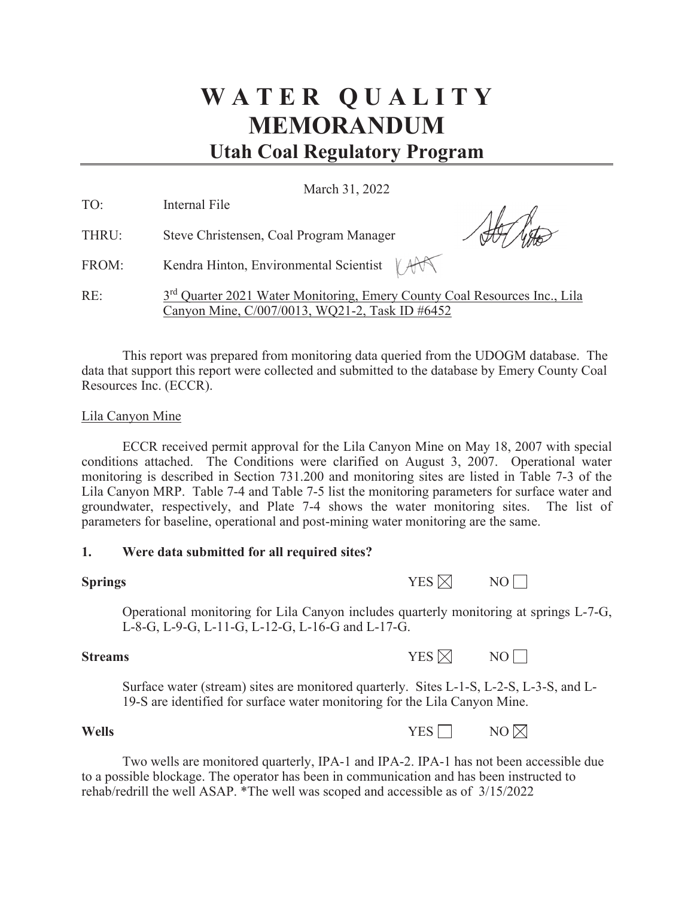# WATER QUALITY MEMORANDUM

## Utah Coal Regulatory Program

March 31, 2022

TO: Internal File

THRU: Steve Christensen, Coal Program Manager

FROM: Kendra Hinton, Environmental Scientist

RE: 3rd Quarter 2021 Water Monitoring, Emery County Coal Resources Inc., Lila Canyon Mine, C/007/0013, WQ21-2, Task ID #6452

This report was prepared from monitoring data queried from the UDOGM database. The data that support this report were collected and submitted to the database by Emery County Coal Resources Inc. (ECCR).

Lila Canyon Mine

ECCR received permit approval for the Lila Canyon Mine on May 18, 2007 with special conditions attached. The Conditions were clarified on August 3, 2007. Operational water monitoring is described in Section 731.200 and monitoring sites are listed in Table 7-3 of the Lila Canyon MRP. Table 7-4 and Table 7-5 list the monitoring parameters for surface water and groundwater, respectively, and Plate 7-4 shows the water monitoring sites. The list of parameters for baseline, operational and post-mining water monitoring are the same.

### 1. Were data submitted for all required sites?

**Springs** YES ☒ NO ☐

Operational monitoring for Lila Canyon includes quarterly monitoring at springs L-7-G, L-8-G, L-9-G, L-11-G, L-12-G, L-16-G and L-17-G.

**Streams** YES ☒ NO ☐

Surface water (stream) sites are monitored quarterly. Sites L-1-S, L-2-S, L-3-S, and L-19-S are identified for surface water monitoring for the Lila Canyon Mine.

**Wells** YES ☐ NO ☒

Two wells are monitored quarterly, IPA-1 and IPA-2. IPA-1 has not been accessible due to a possible blockage. The operator has been in communication and has been instructed to rehab/redrill the well ASAP. *The well was scoped and accessible as of 3/15/2022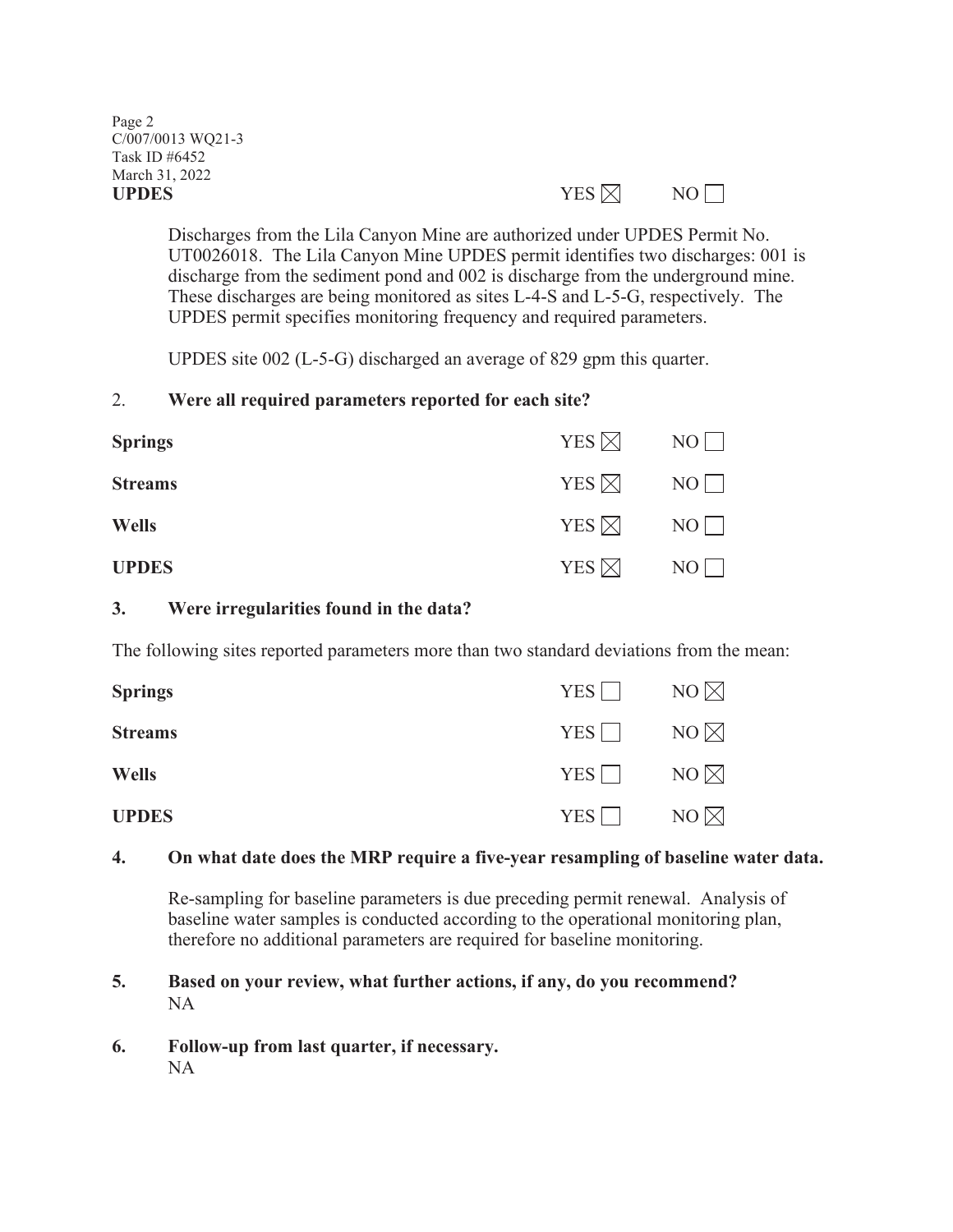Page 2
C/007/0013 WQ21-3
Task ID #6452
March 31, 2022

**UPDES** YES ☒ NO ☐

Discharges from the Lila Canyon Mine are authorized under UPDES Permit No. UT0026018. The Lila Canyon Mine UPDES permit identifies two discharges: 001 is discharge from the sediment pond and 002 is discharge from the underground mine. These discharges are being monitored as sites L-4-S and L-5-G, respectively. The UPDES permit specifies monitoring frequency and required parameters.

UPDES site 002 (L-5-G) discharged an average of 829 gpm this quarter.

2. **Were all required parameters reported for each site?**

| | | |
|---|---|---|
| **Springs** | YES ☒ | NO ☐ |
| **Streams** | YES ☒ | NO ☐ |
| **Wells** | YES ☒ | NO ☐ |
| **UPDES** | YES ☒ | NO ☐ |

**3. Were irregularities found in the data?**

The following sites reported parameters more than two standard deviations from the mean:

| | | |
|---|---|---|
| **Springs** | YES ☐ | NO ☒ |
| **Streams** | YES ☐ | NO ☒ |
| **Wells** | YES ☐ | NO ☒ |
| **UPDES** | YES ☐ | NO ☒ |

**4. On what date does the MRP require a five-year resampling of baseline water data.**

Re-sampling for baseline parameters is due preceding permit renewal. Analysis of baseline water samples is conducted according to the operational monitoring plan, therefore no additional parameters are required for baseline monitoring.

**5. Based on your review, what further actions, if any, do you recommend?**
NA

**6. Follow-up from last quarter, if necessary.**
NA